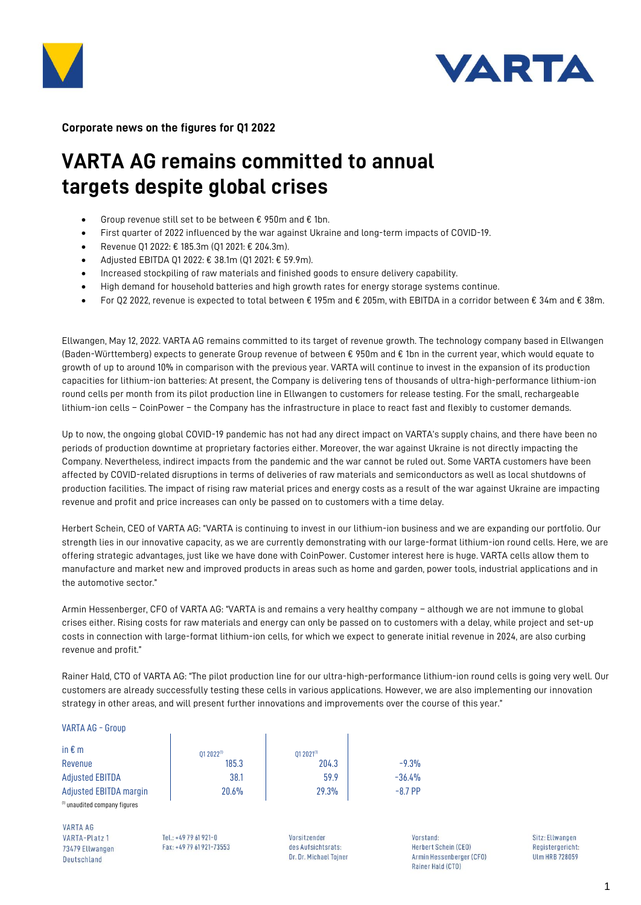**Corporate news on the figures for Q1 2022**

# VARTA AG remains committed to annual targets despite global crises

- Group revenue still set to be between € 950m and € 1bn.
- First quarter of 2022 influenced by the war against Ukraine and long-term impacts of COVID-19.
- Revenue Q1 2022: € 185.3m (Q1 2021: € 204.3m).
- Adjusted EBITDA Q1 2022: € 38.1m (Q1 2021: € 59.9m).
- Increased stockpiling of raw materials and finished goods to ensure delivery capability.
- High demand for household batteries and high growth rates for energy storage systems continue.
- For Q2 2022, revenue is expected to total between € 195m and € 205m, with EBITDA in a corridor between € 34m and € 38m.

Ellwangen, May 12, 2022. VARTA AG remains committed to its target of revenue growth. The technology company based in Ellwangen (Baden-Württemberg) expects to generate Group revenue of between € 950m and € 1bn in the current year, which would equate to growth of up to around 10% in comparison with the previous year. VARTA will continue to invest in the expansion of its production capacities for lithium-ion batteries: At present, the Company is delivering tens of thousands of ultra-high-performance lithium-ion round cells per month from its pilot production line in Ellwangen to customers for release testing. For the small, rechargeable lithium-ion cells – CoinPower – the Company has the infrastructure in place to react fast and flexibly to customer demands.

Up to now, the ongoing global COVID-19 pandemic has not had any direct impact on VARTA's supply chains, and there have been no periods of production downtime at proprietary factories either. Moreover, the war against Ukraine is not directly impacting the Company. Nevertheless, indirect impacts from the pandemic and the war cannot be ruled out. Some VARTA customers have been affected by COVID-related disruptions in terms of deliveries of raw materials and semiconductors as well as local shutdowns of production facilities. The impact of rising raw material prices and energy costs as a result of the war against Ukraine are impacting revenue and profit and price increases can only be passed on to customers with a time delay.

Herbert Schein, CEO of VARTA AG: "VARTA is continuing to invest in our lithium-ion business and we are expanding our portfolio. Our strength lies in our innovative capacity, as we are currently demonstrating with our large-format lithium-ion round cells. Here, we are offering strategic advantages, just like we have done with CoinPower. Customer interest here is huge. VARTA cells allow them to manufacture and market new and improved products in areas such as home and garden, power tools, industrial applications and in the automotive sector."

Armin Hessenberger, CFO of VARTA AG: "VARTA is and remains a very healthy company – although we are not immune to global crises either. Rising costs for raw materials and energy can only be passed on to customers with a delay, while project and set-up costs in connection with large-format lithium-ion cells, for which we expect to generate initial revenue in 2024, are also curbing revenue and profit."

Rainer Hald, CTO of VARTA AG: "The pilot production line for our ultra-high-performance lithium-ion round cells is going very well. Our customers are already successfully testing these cells in various applications. However, we are also implementing our innovation strategy in other areas, and will present further innovations and improvements over the course of this year."

VARTA AG - Group

| in € m | Q1 2022[1] | Q1 2021[1] | |
|---|---|---|---|
| Revenue | 185.3 | 204.3 | -9.3% |
| Adjusted EBITDA | 38.1 | 59.9 | -36.4% |
| Adjusted EBITDA margin | 20.6% | 29.3% | -8.7 PP |

[1] unaudited company figures

VARTA AG
VARTA-Platz 1
73479 Ellwangen
Deutschland

Tel.: +49 79 61 921-0
Fax: +49 79 61 921-73553

Vorsitzender des Aufsichtsrats:
Dr. Dr. Michael Tojner

Vorstand:
Herbert Schein (CEO)
Armin Hessenberger (CFO)
Rainer Hald (CTO)

Sitz: Ellwangen
Registergericht:
Ulm HRB 728059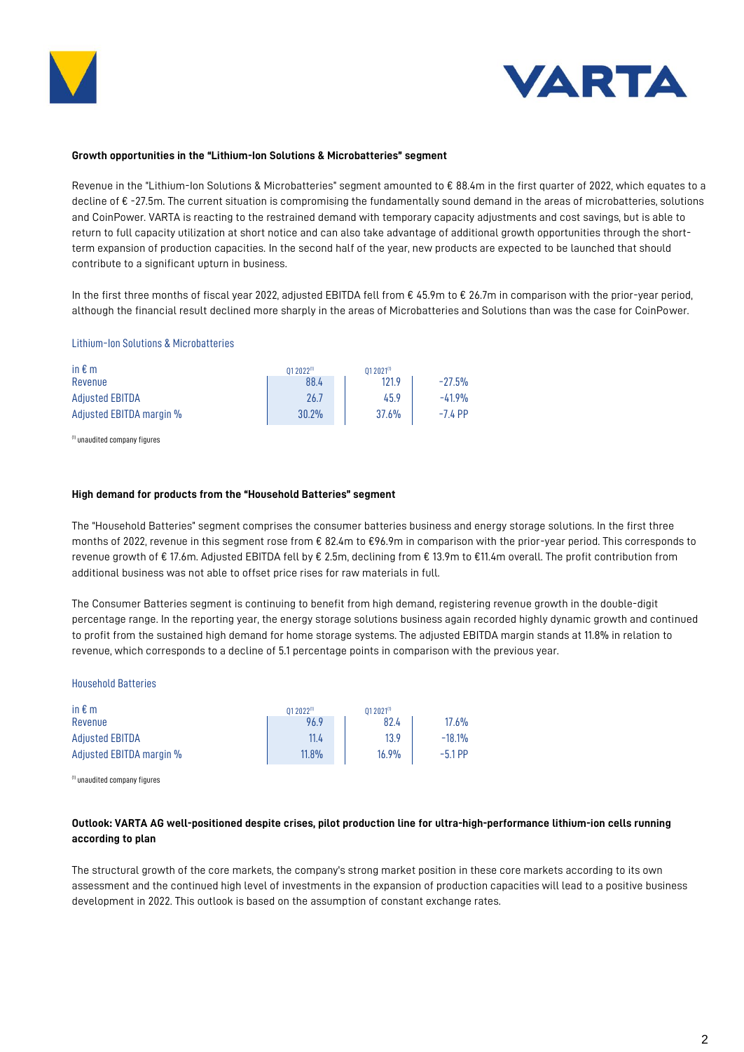**Growth opportunities in the "Lithium-Ion Solutions & Microbatteries" segment**

Revenue in the "Lithium-Ion Solutions & Microbatteries" segment amounted to € 88.4m in the first quarter of 2022, which equates to a decline of € -27.5m. The current situation is compromising the fundamentally sound demand in the areas of microbatteries, solutions and CoinPower. VARTA is reacting to the restrained demand with temporary capacity adjustments and cost savings, but is able to return to full capacity utilization at short notice and can also take advantage of additional growth opportunities through the short-term expansion of production capacities. In the second half of the year, new products are expected to be launched that should contribute to a significant upturn in business.

In the first three months of fiscal year 2022, adjusted EBITDA fell from € 45.9m to € 26.7m in comparison with the prior-year period, although the financial result declined more sharply in the areas of Microbatteries and Solutions than was the case for CoinPower.

Lithium-Ion Solutions & Microbatteries

| in € m | Q1 2022[1] | Q1 2021[1] | |
|---|---|---|---|
| Revenue | 88.4 | 121.9 | -27.5% |
| Adjusted EBITDA | 26.7 | 45.9 | -41.9% |
| Adjusted EBITDA margin % | 30.2% | 37.6% | -7.4 PP |

[1] unaudited company figures

**High demand for products from the "Household Batteries" segment**

The "Household Batteries" segment comprises the consumer batteries business and energy storage solutions. In the first three months of 2022, revenue in this segment rose from € 82.4m to €96.9m in comparison with the prior-year period. This corresponds to revenue growth of € 17.6m. Adjusted EBITDA fell by € 2.5m, declining from € 13.9m to €11.4m overall. The profit contribution from additional business was not able to offset price rises for raw materials in full.

The Consumer Batteries segment is continuing to benefit from high demand, registering revenue growth in the double-digit percentage range. In the reporting year, the energy storage solutions business again recorded highly dynamic growth and continued to profit from the sustained high demand for home storage systems. The adjusted EBITDA margin stands at 11.8% in relation to revenue, which corresponds to a decline of 5.1 percentage points in comparison with the previous year.

Household Batteries

| in € m | Q1 2022[1] | Q1 2021[1] | |
|---|---|---|---|
| Revenue | 96.9 | 82.4 | 17.6% |
| Adjusted EBITDA | 11.4 | 13.9 | -18.1% |
| Adjusted EBITDA margin % | 11.8% | 16.9% | -5.1 PP |

[1] unaudited company figures

**Outlook: VARTA AG well-positioned despite crises, pilot production line for ultra-high-performance lithium-ion cells running according to plan**

The structural growth of the core markets, the company's strong market position in these core markets according to its own assessment and the continued high level of investments in the expansion of production capacities will lead to a positive business development in 2022. This outlook is based on the assumption of constant exchange rates.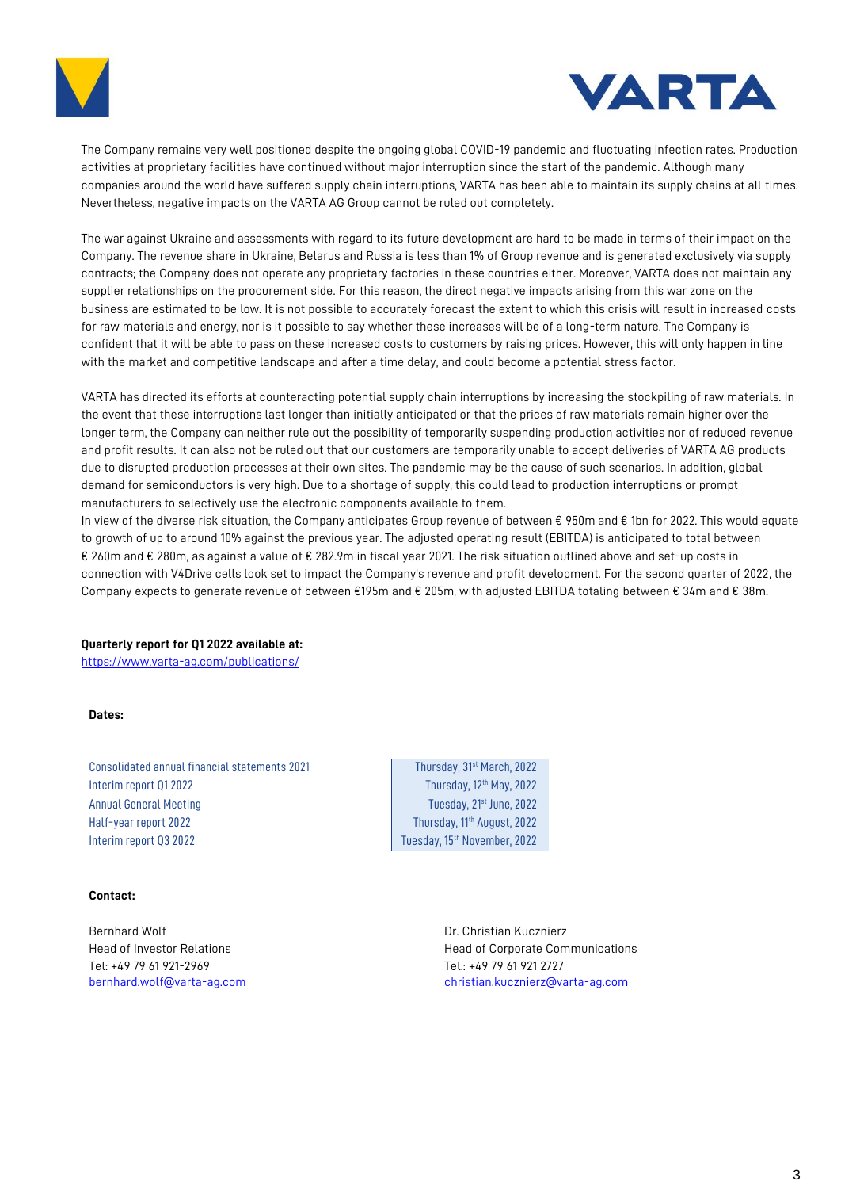The Company remains very well positioned despite the ongoing global COVID-19 pandemic and fluctuating infection rates. Production activities at proprietary facilities have continued without major interruption since the start of the pandemic. Although many companies around the world have suffered supply chain interruptions, VARTA has been able to maintain its supply chains at all times. Nevertheless, negative impacts on the VARTA AG Group cannot be ruled out completely.

The war against Ukraine and assessments with regard to its future development are hard to be made in terms of their impact on the Company. The revenue share in Ukraine, Belarus and Russia is less than 1% of Group revenue and is generated exclusively via supply contracts; the Company does not operate any proprietary factories in these countries either. Moreover, VARTA does not maintain any supplier relationships on the procurement side. For this reason, the direct negative impacts arising from this war zone on the business are estimated to be low. It is not possible to accurately forecast the extent to which this crisis will result in increased costs for raw materials and energy, nor is it possible to say whether these increases will be of a long-term nature. The Company is confident that it will be able to pass on these increased costs to customers by raising prices. However, this will only happen in line with the market and competitive landscape and after a time delay, and could become a potential stress factor.

VARTA has directed its efforts at counteracting potential supply chain interruptions by increasing the stockpiling of raw materials. In the event that these interruptions last longer than initially anticipated or that the prices of raw materials remain higher over the longer term, the Company can neither rule out the possibility of temporarily suspending production activities nor of reduced revenue and profit results. It can also not be ruled out that our customers are temporarily unable to accept deliveries of VARTA AG products due to disrupted production processes at their own sites. The pandemic may be the cause of such scenarios. In addition, global demand for semiconductors is very high. Due to a shortage of supply, this could lead to production interruptions or prompt manufacturers to selectively use the electronic components available to them.
In view of the diverse risk situation, the Company anticipates Group revenue of between € 950m and € 1bn for 2022. This would equate to growth of up to around 10% against the previous year. The adjusted operating result (EBITDA) is anticipated to total between € 260m and € 280m, as against a value of € 282.9m in fiscal year 2021. The risk situation outlined above and set-up costs in connection with V4Drive cells look set to impact the Company's revenue and profit development. For the second quarter of 2022, the Company expects to generate revenue of between €195m and € 205m, with adjusted EBITDA totaling between € 34m and € 38m.

**Quarterly report for Q1 2022 available at:**
https://www.varta-ag.com/publications/

**Dates:**

| | |
|---|---|
| Consolidated annual financial statements 2021 | Thursday, 31st March, 2022 |
| Interim report Q1 2022 | Thursday, 12th May, 2022 |
| Annual General Meeting | Tuesday, 21st June, 2022 |
| Half-year report 2022 | Thursday, 11th August, 2022 |
| Interim report Q3 2022 | Tuesday, 15th November, 2022 |

**Contact:**

Bernhard Wolf
Head of Investor Relations
Tel: +49 79 61 921-2969
bernhard.wolf@varta-ag.com

Dr. Christian Kucznierz
Head of Corporate Communications
Tel.: +49 79 61 921 2727
christian.kucznierz@varta-ag.com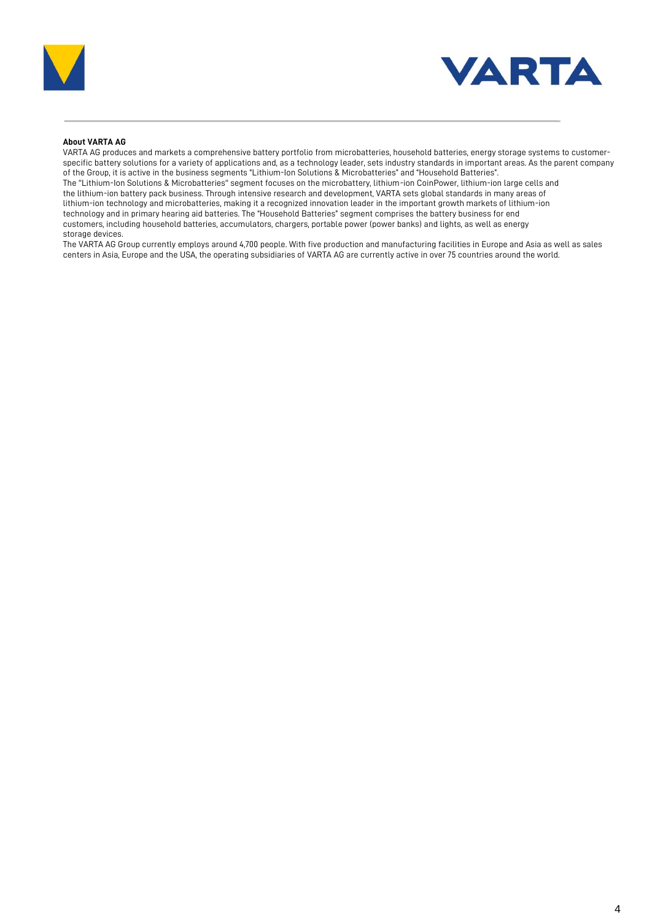**About VARTA AG**

VARTA AG produces and markets a comprehensive battery portfolio from microbatteries, household batteries, energy storage systems to customer-specific battery solutions for a variety of applications and, as a technology leader, sets industry standards in important areas. As the parent company of the Group, it is active in the business segments "Lithium-Ion Solutions & Microbatteries" and "Household Batteries".

The "Lithium-Ion Solutions & Microbatteries" segment focuses on the microbattery, lithium-ion CoinPower, lithium-ion large cells and the lithium-ion battery pack business. Through intensive research and development, VARTA sets global standards in many areas of lithium-ion technology and microbatteries, making it a recognized innovation leader in the important growth markets of lithium-ion technology and in primary hearing aid batteries. The "Household Batteries" segment comprises the battery business for end customers, including household batteries, accumulators, chargers, portable power (power banks) and lights, as well as energy storage devices.

The VARTA AG Group currently employs around 4,700 people. With five production and manufacturing facilities in Europe and Asia as well as sales centers in Asia, Europe and the USA, the operating subsidiaries of VARTA AG are currently active in over 75 countries around the world.